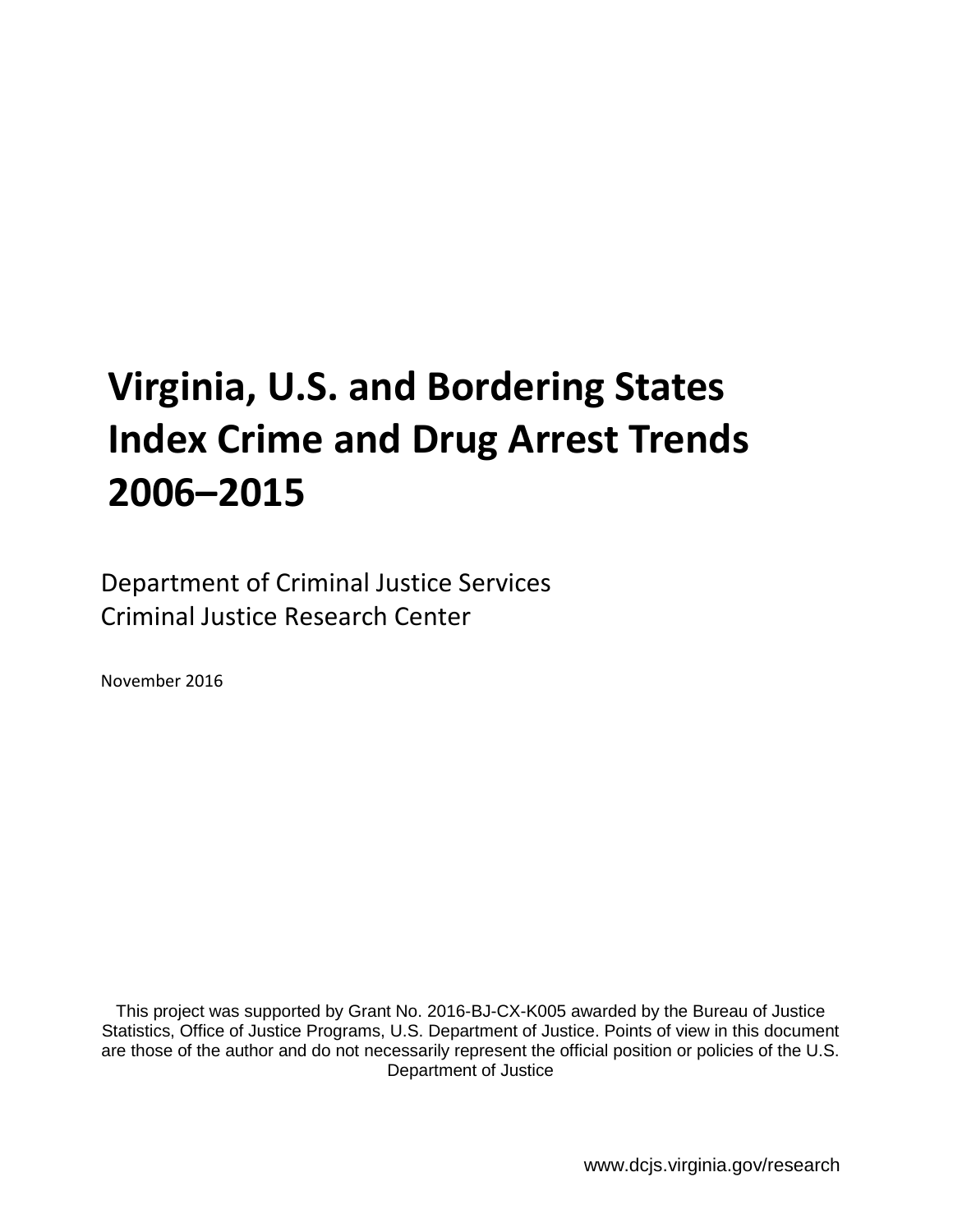# Virginia, U.S. and Bordering States Index Crime and Drug Arrest Trends 2006–2015

Department of Criminal Justice Services
Criminal Justice Research Center

November 2016

This project was supported by Grant No. 2016-BJ-CX-K005 awarded by the Bureau of Justice Statistics, Office of Justice Programs, U.S. Department of Justice. Points of view in this document are those of the author and do not necessarily represent the official position or policies of the U.S. Department of Justice

www.dcjs.virginia.gov/research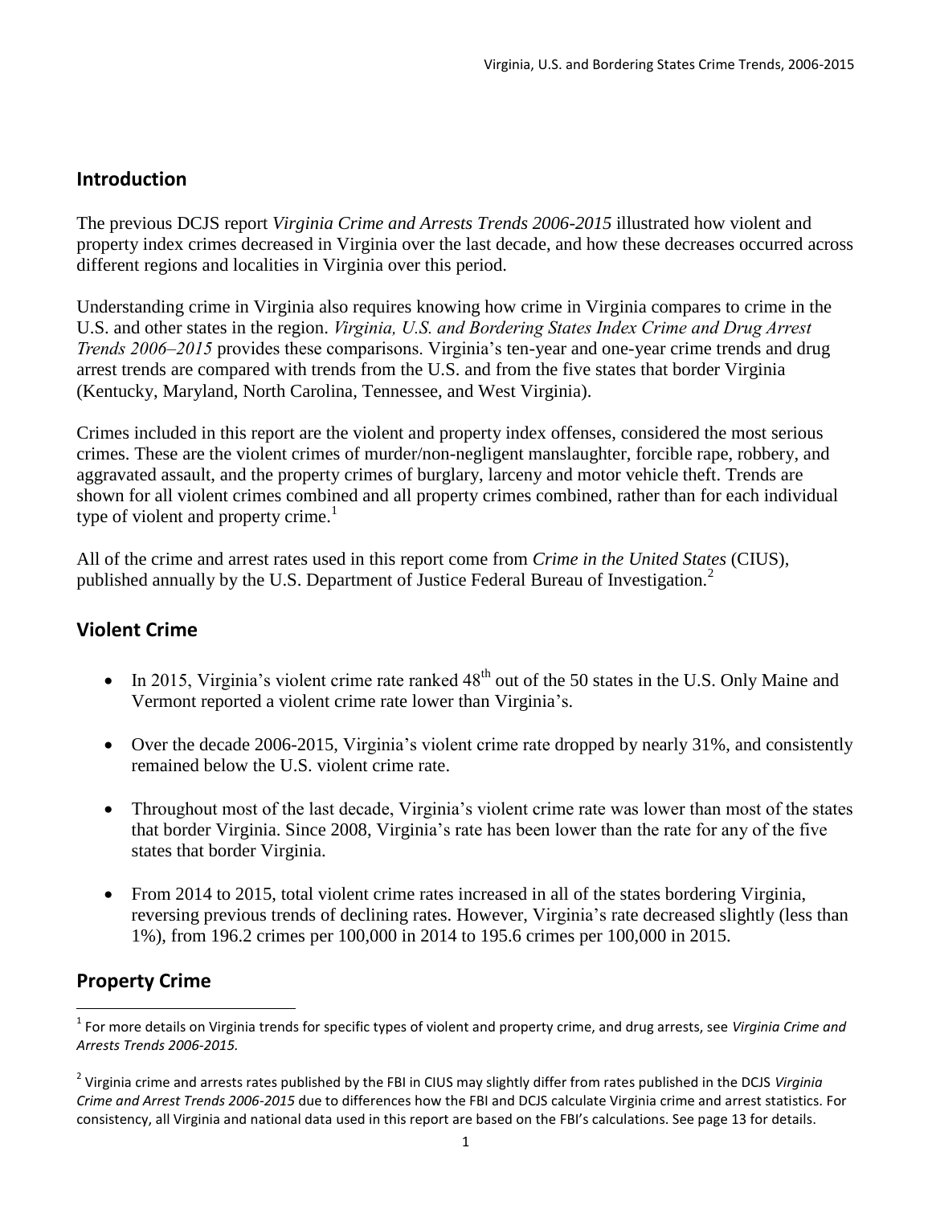## Introduction

The previous DCJS report *Virginia Crime and Arrests Trends 2006-2015* illustrated how violent and property index crimes decreased in Virginia over the last decade, and how these decreases occurred across different regions and localities in Virginia over this period.

Understanding crime in Virginia also requires knowing how crime in Virginia compares to crime in the U.S. and other states in the region. *Virginia, U.S. and Bordering States Index Crime and Drug Arrest Trends 2006–2015* provides these comparisons. Virginia's ten-year and one-year crime trends and drug arrest trends are compared with trends from the U.S. and from the five states that border Virginia (Kentucky, Maryland, North Carolina, Tennessee, and West Virginia).

Crimes included in this report are the violent and property index offenses, considered the most serious crimes. These are the violent crimes of murder/non-negligent manslaughter, forcible rape, robbery, and aggravated assault, and the property crimes of burglary, larceny and motor vehicle theft. Trends are shown for all violent crimes combined and all property crimes combined, rather than for each individual type of violent and property crime.[1]

All of the crime and arrest rates used in this report come from *Crime in the United States* (CIUS), published annually by the U.S. Department of Justice Federal Bureau of Investigation.[2]

## Violent Crime

- In 2015, Virginia's violent crime rate ranked 48th out of the 50 states in the U.S. Only Maine and Vermont reported a violent crime rate lower than Virginia's.
- Over the decade 2006-2015, Virginia's violent crime rate dropped by nearly 31%, and consistently remained below the U.S. violent crime rate.
- Throughout most of the last decade, Virginia's violent crime rate was lower than most of the states that border Virginia. Since 2008, Virginia's rate has been lower than the rate for any of the five states that border Virginia.
- From 2014 to 2015, total violent crime rates increased in all of the states bordering Virginia, reversing previous trends of declining rates. However, Virginia's rate decreased slightly (less than 1%), from 196.2 crimes per 100,000 in 2014 to 195.6 crimes per 100,000 in 2015.

## Property Crime

[1] For more details on Virginia trends for specific types of violent and property crime, and drug arrests, see *Virginia Crime and Arrests Trends 2006-2015.*

[2] Virginia crime and arrests rates published by the FBI in CIUS may slightly differ from rates published in the DCJS *Virginia Crime and Arrest Trends 2006-2015* due to differences how the FBI and DCJS calculate Virginia crime and arrest statistics. For consistency, all Virginia and national data used in this report are based on the FBI's calculations. See page 13 for details.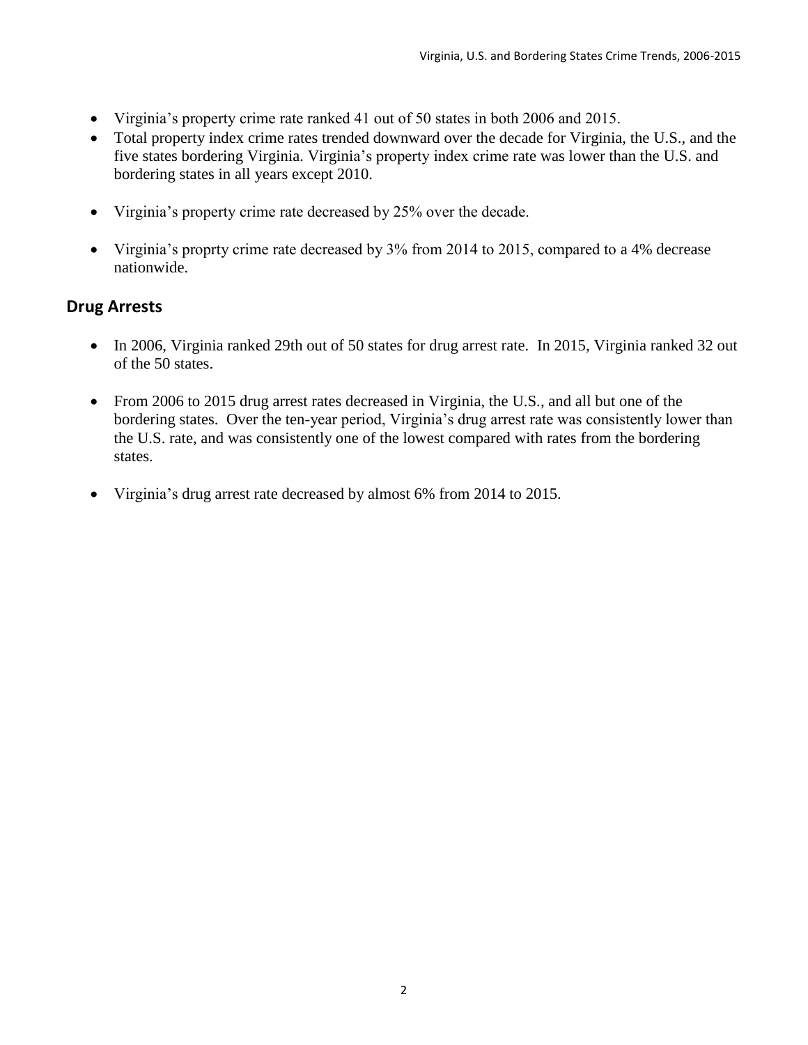- Virginia's property crime rate ranked 41 out of 50 states in both 2006 and 2015.
- Total property index crime rates trended downward over the decade for Virginia, the U.S., and the five states bordering Virginia. Virginia's property index crime rate was lower than the U.S. and bordering states in all years except 2010.
- Virginia's property crime rate decreased by 25% over the decade.
- Virginia's proprty crime rate decreased by 3% from 2014 to 2015, compared to a 4% decrease nationwide.

## Drug Arrests

- In 2006, Virginia ranked 29th out of 50 states for drug arrest rate. In 2015, Virginia ranked 32 out of the 50 states.
- From 2006 to 2015 drug arrest rates decreased in Virginia, the U.S., and all but one of the bordering states. Over the ten-year period, Virginia's drug arrest rate was consistently lower than the U.S. rate, and was consistently one of the lowest compared with rates from the bordering states.
- Virginia's drug arrest rate decreased by almost 6% from 2014 to 2015.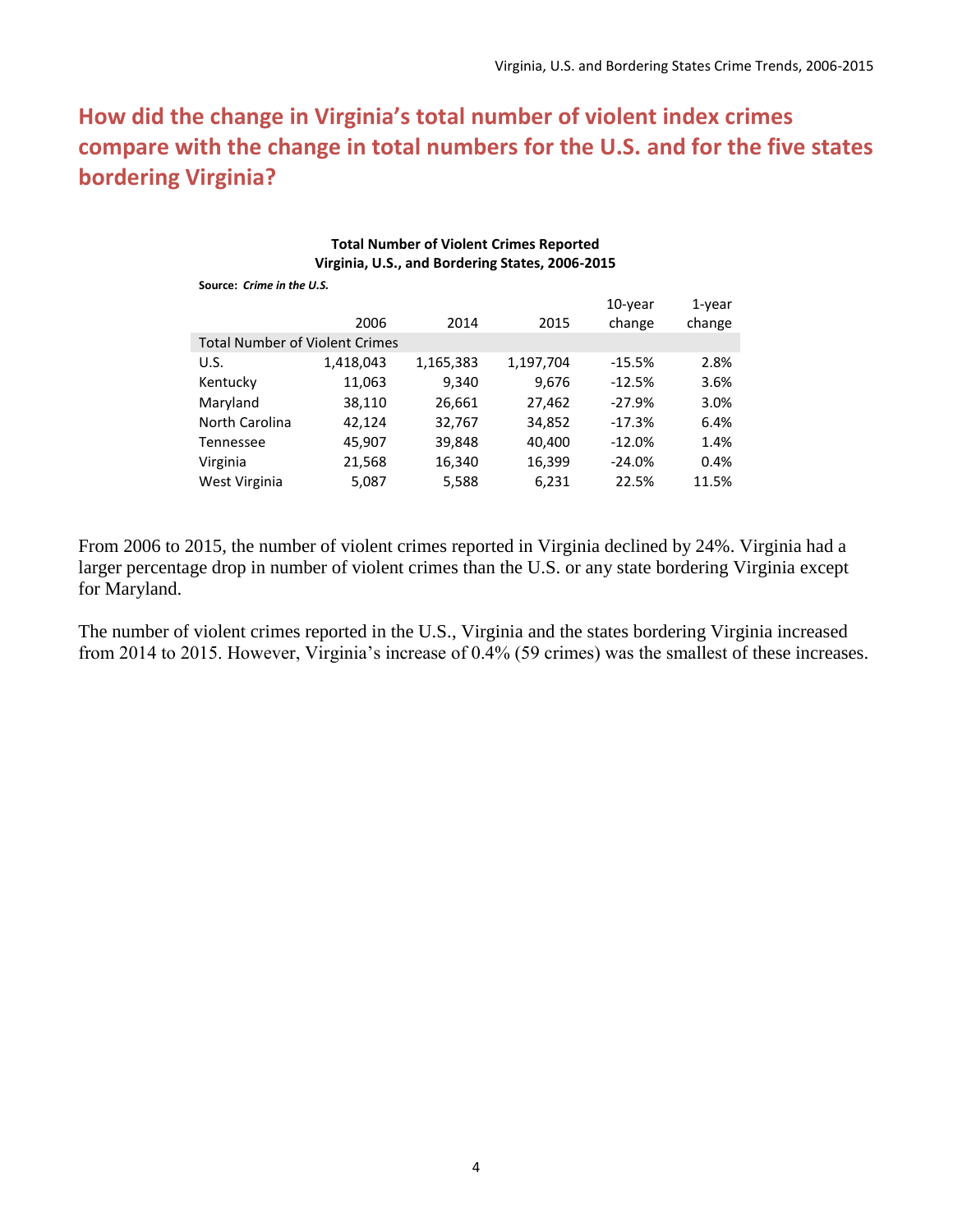# How did the change in Virginia's total number of violent index crimes compare with the change in total numbers for the U.S. and for the five states bordering Virginia?

**Total Number of Violent Crimes Reported**
**Virginia, U.S., and Bordering States, 2006-2015**

**Source:** ***Crime in the U.S.***

| | 2006 | 2014 | 2015 | 10-year change | 1-year change |
|---|---|---|---|---|---|
| Total Number of Violent Crimes | | | | | |
| U.S. | 1,418,043 | 1,165,383 | 1,197,704 | -15.5% | 2.8% |
| Kentucky | 11,063 | 9,340 | 9,676 | -12.5% | 3.6% |
| Maryland | 38,110 | 26,661 | 27,462 | -27.9% | 3.0% |
| North Carolina | 42,124 | 32,767 | 34,852 | -17.3% | 6.4% |
| Tennessee | 45,907 | 39,848 | 40,400 | -12.0% | 1.4% |
| Virginia | 21,568 | 16,340 | 16,399 | -24.0% | 0.4% |
| West Virginia | 5,087 | 5,588 | 6,231 | 22.5% | 11.5% |

From 2006 to 2015, the number of violent crimes reported in Virginia declined by 24%. Virginia had a larger percentage drop in number of violent crimes than the U.S. or any state bordering Virginia except for Maryland.

The number of violent crimes reported in the U.S., Virginia and the states bordering Virginia increased from 2014 to 2015. However, Virginia's increase of 0.4% (59 crimes) was the smallest of these increases.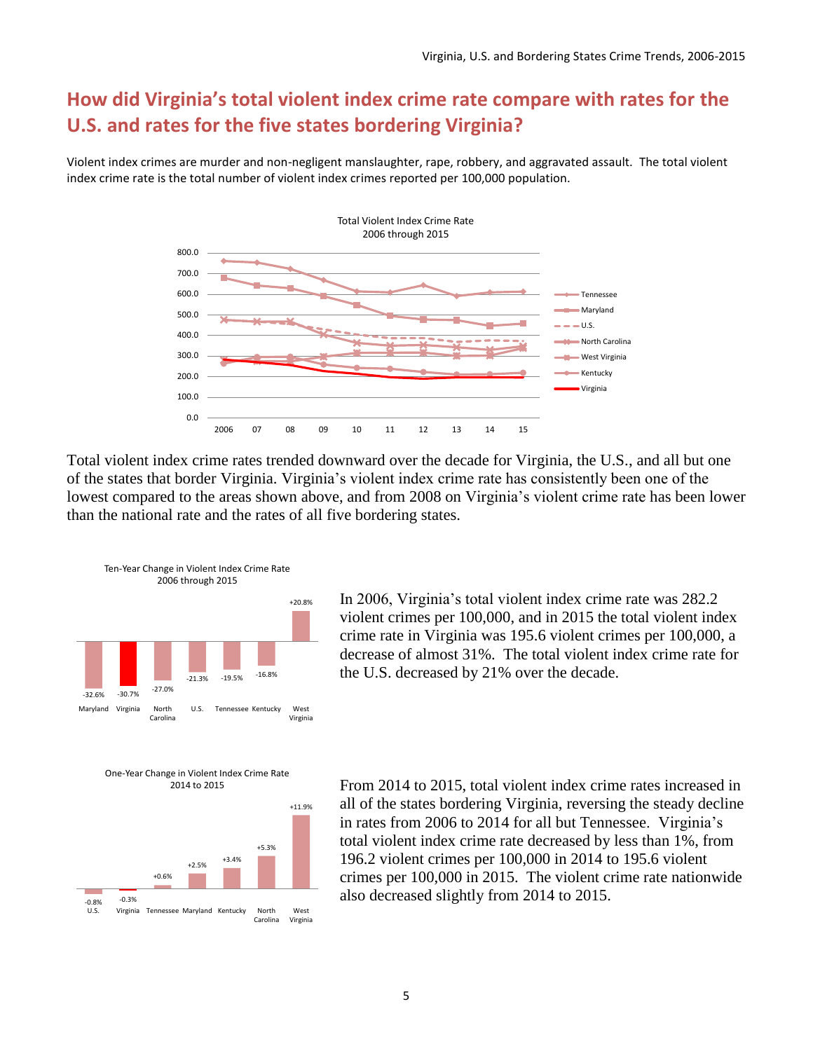## How did Virginia's total violent index crime rate compare with rates for the U.S. and rates for the five states bordering Virginia?

Violent index crimes are murder and non-negligent manslaughter, rape, robbery, and aggravated assault. The total violent index crime rate is the total number of violent index crimes reported per 100,000 population.

Total Violent Index Crime Rate
2006 through 2015

Total violent index crime rates trended downward over the decade for Virginia, the U.S., and all but one of the states that border Virginia. Virginia's violent index crime rate has consistently been one of the lowest compared to the areas shown above, and from 2008 on Virginia's violent crime rate has been lower than the national rate and the rates of all five bordering states.

Ten-Year Change in Violent Index Crime Rate
2006 through 2015

| Maryland | Virginia | North Carolina | U.S. | Tennessee | Kentucky | West Virginia |
|---|---|---|---|---|---|---|
| -32.6% | -30.7% | -27.0% | -21.3% | -19.5% | -16.8% | +20.8% |

In 2006, Virginia's total violent index crime rate was 282.2 violent crimes per 100,000, and in 2015 the total violent index crime rate in Virginia was 195.6 violent crimes per 100,000, a decrease of almost 31%. The total violent index crime rate for the U.S. decreased by 21% over the decade.

One-Year Change in Violent Index Crime Rate
2014 to 2015

| U.S. | Virginia | Tennessee | Maryland | Kentucky | North Carolina | West Virginia |
|---|---|---|---|---|---|---|
| -0.8% | -0.3% | +0.6% | +2.5% | +3.4% | +5.3% | +11.9% |

From 2014 to 2015, total violent index crime rates increased in all of the states bordering Virginia, reversing the steady decline in rates from 2006 to 2014 for all but Tennessee. Virginia's total violent index crime rate decreased by less than 1%, from 196.2 violent crimes per 100,000 in 2014 to 195.6 violent crimes per 100,000 in 2015. The violent crime rate nationwide also decreased slightly from 2014 to 2015.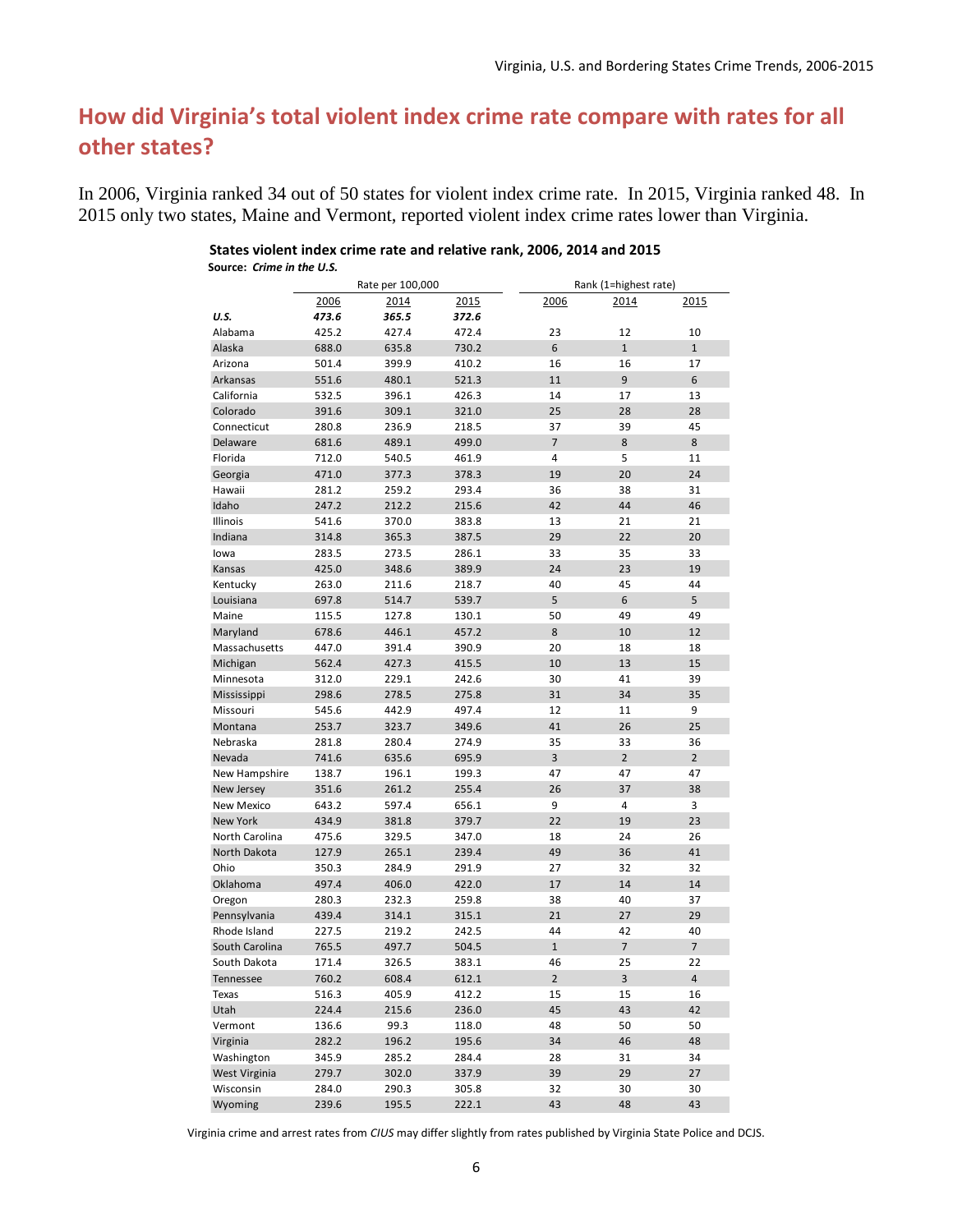## How did Virginia's total violent index crime rate compare with rates for all other states?

In 2006, Virginia ranked 34 out of 50 states for violent index crime rate. In 2015, Virginia ranked 48. In 2015 only two states, Maine and Vermont, reported violent index crime rates lower than Virginia.

**States violent index crime rate and relative rank, 2006, 2014 and 2015**

**Source:** ***Crime in the U.S.***

| | Rate per 100,000 | | | Rank (1=highest rate) | | |
|---|---|---|---|---|---|---|
| | 2006 | 2014 | 2015 | 2006 | 2014 | 2015 |
| ***U.S.*** | ***473.6*** | ***365.5*** | ***372.6*** | | | |
| Alabama | 425.2 | 427.4 | 472.4 | 23 | 12 | 10 |
| Alaska | 688.0 | 635.8 | 730.2 | 6 | 1 | 1 |
| Arizona | 501.4 | 399.9 | 410.2 | 16 | 16 | 17 |
| Arkansas | 551.6 | 480.1 | 521.3 | 11 | 9 | 6 |
| California | 532.5 | 396.1 | 426.3 | 14 | 17 | 13 |
| Colorado | 391.6 | 309.1 | 321.0 | 25 | 28 | 28 |
| Connecticut | 280.8 | 236.9 | 218.5 | 37 | 39 | 45 |
| Delaware | 681.6 | 489.1 | 499.0 | 7 | 8 | 8 |
| Florida | 712.0 | 540.5 | 461.9 | 4 | 5 | 11 |
| Georgia | 471.0 | 377.3 | 378.3 | 19 | 20 | 24 |
| Hawaii | 281.2 | 259.2 | 293.4 | 36 | 38 | 31 |
| Idaho | 247.2 | 212.2 | 215.6 | 42 | 44 | 46 |
| Illinois | 541.6 | 370.0 | 383.8 | 13 | 21 | 21 |
| Indiana | 314.8 | 365.3 | 387.5 | 29 | 22 | 20 |
| Iowa | 283.5 | 273.5 | 286.1 | 33 | 35 | 33 |
| Kansas | 425.0 | 348.6 | 389.9 | 24 | 23 | 19 |
| Kentucky | 263.0 | 211.6 | 218.7 | 40 | 45 | 44 |
| Louisiana | 697.8 | 514.7 | 539.7 | 5 | 6 | 5 |
| Maine | 115.5 | 127.8 | 130.1 | 50 | 49 | 49 |
| Maryland | 678.6 | 446.1 | 457.2 | 8 | 10 | 12 |
| Massachusetts | 447.0 | 391.4 | 390.9 | 20 | 18 | 18 |
| Michigan | 562.4 | 427.3 | 415.5 | 10 | 13 | 15 |
| Minnesota | 312.0 | 229.1 | 242.6 | 30 | 41 | 39 |
| Mississippi | 298.6 | 278.5 | 275.8 | 31 | 34 | 35 |
| Missouri | 545.6 | 442.9 | 497.4 | 12 | 11 | 9 |
| Montana | 253.7 | 323.7 | 349.6 | 41 | 26 | 25 |
| Nebraska | 281.8 | 280.4 | 274.9 | 35 | 33 | 36 |
| Nevada | 741.6 | 635.6 | 695.9 | 3 | 2 | 2 |
| New Hampshire | 138.7 | 196.1 | 199.3 | 47 | 47 | 47 |
| New Jersey | 351.6 | 261.2 | 255.4 | 26 | 37 | 38 |
| New Mexico | 643.2 | 597.4 | 656.1 | 9 | 4 | 3 |
| New York | 434.9 | 381.8 | 379.7 | 22 | 19 | 23 |
| North Carolina | 475.6 | 329.5 | 347.0 | 18 | 24 | 26 |
| North Dakota | 127.9 | 265.1 | 239.4 | 49 | 36 | 41 |
| Ohio | 350.3 | 284.9 | 291.9 | 27 | 32 | 32 |
| Oklahoma | 497.4 | 406.0 | 422.0 | 17 | 14 | 14 |
| Oregon | 280.3 | 232.3 | 259.8 | 38 | 40 | 37 |
| Pennsylvania | 439.4 | 314.1 | 315.1 | 21 | 27 | 29 |
| Rhode Island | 227.5 | 219.2 | 242.5 | 44 | 42 | 40 |
| South Carolina | 765.5 | 497.7 | 504.5 | 1 | 7 | 7 |
| South Dakota | 171.4 | 326.5 | 383.1 | 46 | 25 | 22 |
| Tennessee | 760.2 | 608.4 | 612.1 | 2 | 3 | 4 |
| Texas | 516.3 | 405.9 | 412.2 | 15 | 15 | 16 |
| Utah | 224.4 | 215.6 | 236.0 | 45 | 43 | 42 |
| Vermont | 136.6 | 99.3 | 118.0 | 48 | 50 | 50 |
| Virginia | 282.2 | 196.2 | 195.6 | 34 | 46 | 48 |
| Washington | 345.9 | 285.2 | 284.4 | 28 | 31 | 34 |
| West Virginia | 279.7 | 302.0 | 337.9 | 39 | 29 | 27 |
| Wisconsin | 284.0 | 290.3 | 305.8 | 32 | 30 | 30 |
| Wyoming | 239.6 | 195.5 | 222.1 | 43 | 48 | 43 |

Virginia crime and arrest rates from *CIUS* may differ slightly from rates published by Virginia State Police and DCJS.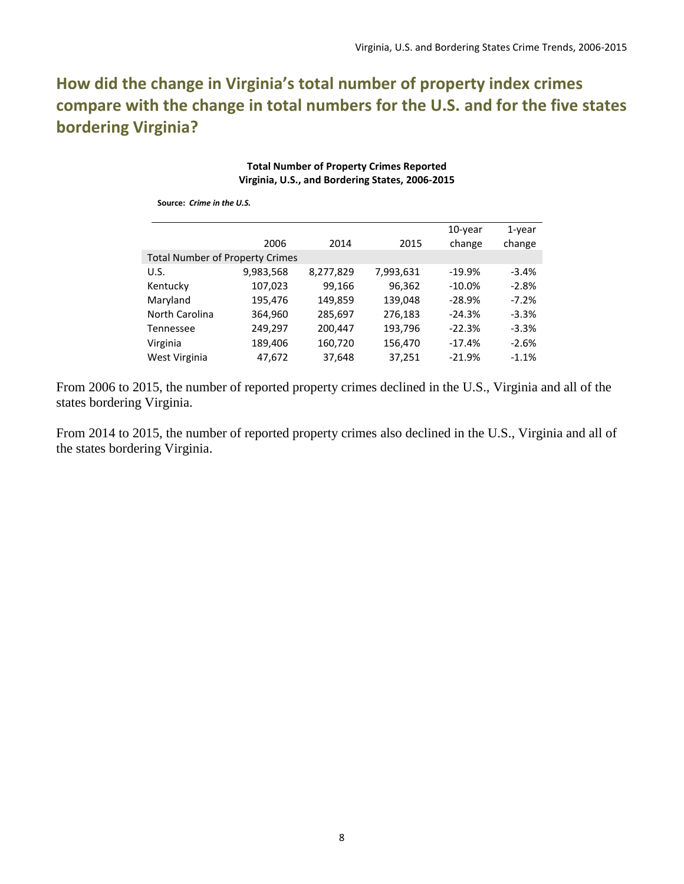## How did the change in Virginia's total number of property index crimes compare with the change in total numbers for the U.S. and for the five states bordering Virginia?

**Total Number of Property Crimes Reported**
**Virginia, U.S., and Bordering States, 2006-2015**

**Source:** ***Crime in the U.S.***

| | 2006 | 2014 | 2015 | 10-year change | 1-year change |
|---|---|---|---|---|---|
| Total Number of Property Crimes | | | | | |
| U.S. | 9,983,568 | 8,277,829 | 7,993,631 | -19.9% | -3.4% |
| Kentucky | 107,023 | 99,166 | 96,362 | -10.0% | -2.8% |
| Maryland | 195,476 | 149,859 | 139,048 | -28.9% | -7.2% |
| North Carolina | 364,960 | 285,697 | 276,183 | -24.3% | -3.3% |
| Tennessee | 249,297 | 200,447 | 193,796 | -22.3% | -3.3% |
| Virginia | 189,406 | 160,720 | 156,470 | -17.4% | -2.6% |
| West Virginia | 47,672 | 37,648 | 37,251 | -21.9% | -1.1% |

From 2006 to 2015, the number of reported property crimes declined in the U.S., Virginia and all of the states bordering Virginia.

From 2014 to 2015, the number of reported property crimes also declined in the U.S., Virginia and all of the states bordering Virginia.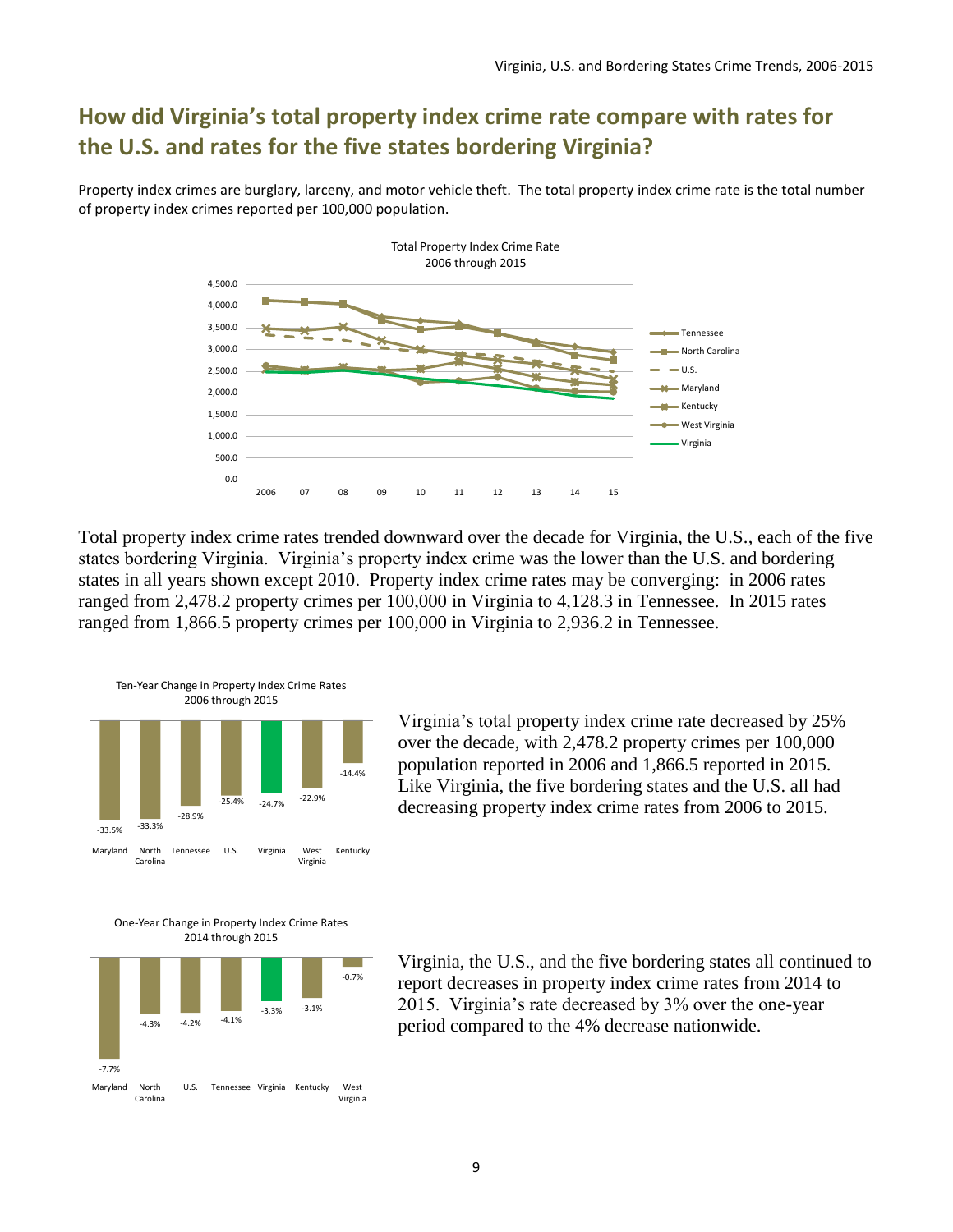## How did Virginia's total property index crime rate compare with rates for the U.S. and rates for the five states bordering Virginia?

Property index crimes are burglary, larceny, and motor vehicle theft. The total property index crime rate is the total number of property index crimes reported per 100,000 population.

Total Property Index Crime Rate
2006 through 2015

Total property index crime rates trended downward over the decade for Virginia, the U.S., each of the five states bordering Virginia. Virginia's property index crime was the lower than the U.S. and bordering states in all years shown except 2010. Property index crime rates may be converging: in 2006 rates ranged from 2,478.2 property crimes per 100,000 in Virginia to 4,128.3 in Tennessee. In 2015 rates ranged from 1,866.5 property crimes per 100,000 in Virginia to 2,936.2 in Tennessee.

Ten-Year Change in Property Index Crime Rates
2006 through 2015

| Maryland | North Carolina | Tennessee | U.S. | Virginia | West Virginia | Kentucky |
|---|---|---|---|---|---|---|
| -33.5% | -33.3% | -28.9% | -25.4% | -24.7% | -22.9% | -14.4% |

Virginia's total property index crime rate decreased by 25% over the decade, with 2,478.2 property crimes per 100,000 population reported in 2006 and 1,866.5 reported in 2015. Like Virginia, the five bordering states and the U.S. all had decreasing property index crime rates from 2006 to 2015.

One-Year Change in Property Index Crime Rates
2014 through 2015

| Maryland | North Carolina | U.S. | Tennessee | Virginia | Kentucky | West Virginia |
|---|---|---|---|---|---|---|
| -7.7% | -4.3% | -4.2% | -4.1% | -3.3% | -3.1% | -0.7% |

Virginia, the U.S., and the five bordering states all continued to report decreases in property index crime rates from 2014 to 2015. Virginia's rate decreased by 3% over the one-year period compared to the 4% decrease nationwide.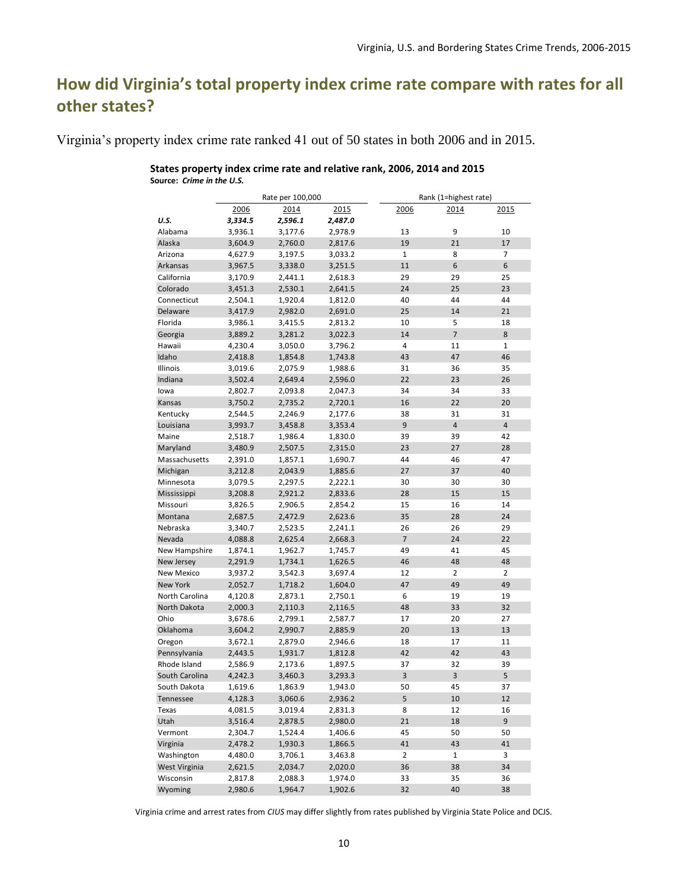## How did Virginia's total property index crime rate compare with rates for all other states?

Virginia's property index crime rate ranked 41 out of 50 states in both 2006 and in 2015.

**States property index crime rate and relative rank, 2006, 2014 and 2015**
**Source:** ***Crime in the U.S.***

| | Rate per 100,000 | | | Rank (1=highest rate) | | |
|---|---|---|---|---|---|---|
| | 2006 | 2014 | 2015 | 2006 | 2014 | 2015 |
| ***U.S.*** | ***3,334.5*** | ***2,596.1*** | ***2,487.0*** | | | |
| Alabama | 3,936.1 | 3,177.6 | 2,978.9 | 13 | 9 | 10 |
| Alaska | 3,604.9 | 2,760.0 | 2,817.6 | 19 | 21 | 17 |
| Arizona | 4,627.9 | 3,197.5 | 3,033.2 | 1 | 8 | 7 |
| Arkansas | 3,967.5 | 3,338.0 | 3,251.5 | 11 | 6 | 6 |
| California | 3,170.9 | 2,441.1 | 2,618.3 | 29 | 29 | 25 |
| Colorado | 3,451.3 | 2,530.1 | 2,641.5 | 24 | 25 | 23 |
| Connecticut | 2,504.1 | 1,920.4 | 1,812.0 | 40 | 44 | 44 |
| Delaware | 3,417.9 | 2,982.0 | 2,691.0 | 25 | 14 | 21 |
| Florida | 3,986.1 | 3,415.5 | 2,813.2 | 10 | 5 | 18 |
| Georgia | 3,889.2 | 3,281.2 | 3,022.3 | 14 | 7 | 8 |
| Hawaii | 4,230.4 | 3,050.0 | 3,796.2 | 4 | 11 | 1 |
| Idaho | 2,418.8 | 1,854.8 | 1,743.8 | 43 | 47 | 46 |
| Illinois | 3,019.6 | 2,075.9 | 1,988.6 | 31 | 36 | 35 |
| Indiana | 3,502.4 | 2,649.4 | 2,596.0 | 22 | 23 | 26 |
| Iowa | 2,802.7 | 2,093.8 | 2,047.3 | 34 | 34 | 33 |
| Kansas | 3,750.2 | 2,735.2 | 2,720.1 | 16 | 22 | 20 |
| Kentucky | 2,544.5 | 2,246.9 | 2,177.6 | 38 | 31 | 31 |
| Louisiana | 3,993.7 | 3,458.8 | 3,353.4 | 9 | 4 | 4 |
| Maine | 2,518.7 | 1,986.4 | 1,830.0 | 39 | 39 | 42 |
| Maryland | 3,480.9 | 2,507.5 | 2,315.0 | 23 | 27 | 28 |
| Massachusetts | 2,391.0 | 1,857.1 | 1,690.7 | 44 | 46 | 47 |
| Michigan | 3,212.8 | 2,043.9 | 1,885.6 | 27 | 37 | 40 |
| Minnesota | 3,079.5 | 2,297.5 | 2,222.1 | 30 | 30 | 30 |
| Mississippi | 3,208.8 | 2,921.2 | 2,833.6 | 28 | 15 | 15 |
| Missouri | 3,826.5 | 2,906.5 | 2,854.2 | 15 | 16 | 14 |
| Montana | 2,687.5 | 2,472.9 | 2,623.6 | 35 | 28 | 24 |
| Nebraska | 3,340.7 | 2,523.5 | 2,241.1 | 26 | 26 | 29 |
| Nevada | 4,088.8 | 2,625.4 | 2,668.3 | 7 | 24 | 22 |
| New Hampshire | 1,874.1 | 1,962.7 | 1,745.7 | 49 | 41 | 45 |
| New Jersey | 2,291.9 | 1,734.1 | 1,626.5 | 46 | 48 | 48 |
| New Mexico | 3,937.2 | 3,542.3 | 3,697.4 | 12 | 2 | 2 |
| New York | 2,052.7 | 1,718.2 | 1,604.0 | 47 | 49 | 49 |
| North Carolina | 4,120.8 | 2,873.1 | 2,750.1 | 6 | 19 | 19 |
| North Dakota | 2,000.3 | 2,110.3 | 2,116.5 | 48 | 33 | 32 |
| Ohio | 3,678.6 | 2,799.1 | 2,587.7 | 17 | 20 | 27 |
| Oklahoma | 3,604.2 | 2,990.7 | 2,885.9 | 20 | 13 | 13 |
| Oregon | 3,672.1 | 2,879.0 | 2,946.6 | 18 | 17 | 11 |
| Pennsylvania | 2,443.5 | 1,931.7 | 1,812.8 | 42 | 42 | 43 |
| Rhode Island | 2,586.9 | 2,173.6 | 1,897.5 | 37 | 32 | 39 |
| South Carolina | 4,242.3 | 3,460.3 | 3,293.3 | 3 | 3 | 5 |
| South Dakota | 1,619.6 | 1,863.9 | 1,943.0 | 50 | 45 | 37 |
| Tennessee | 4,128.3 | 3,060.6 | 2,936.2 | 5 | 10 | 12 |
| Texas | 4,081.5 | 3,019.4 | 2,831.3 | 8 | 12 | 16 |
| Utah | 3,516.4 | 2,878.5 | 2,980.0 | 21 | 18 | 9 |
| Vermont | 2,304.7 | 1,524.4 | 1,406.6 | 45 | 50 | 50 |
| Virginia | 2,478.2 | 1,930.3 | 1,866.5 | 41 | 43 | 41 |
| Washington | 4,480.0 | 3,706.1 | 3,463.8 | 2 | 1 | 3 |
| West Virginia | 2,621.5 | 2,034.7 | 2,020.0 | 36 | 38 | 34 |
| Wisconsin | 2,817.8 | 2,088.3 | 1,974.0 | 33 | 35 | 36 |
| Wyoming | 2,980.6 | 1,964.7 | 1,902.6 | 32 | 40 | 38 |

Virginia crime and arrest rates from *CIUS* may differ slightly from rates published by Virginia State Police and DCJS.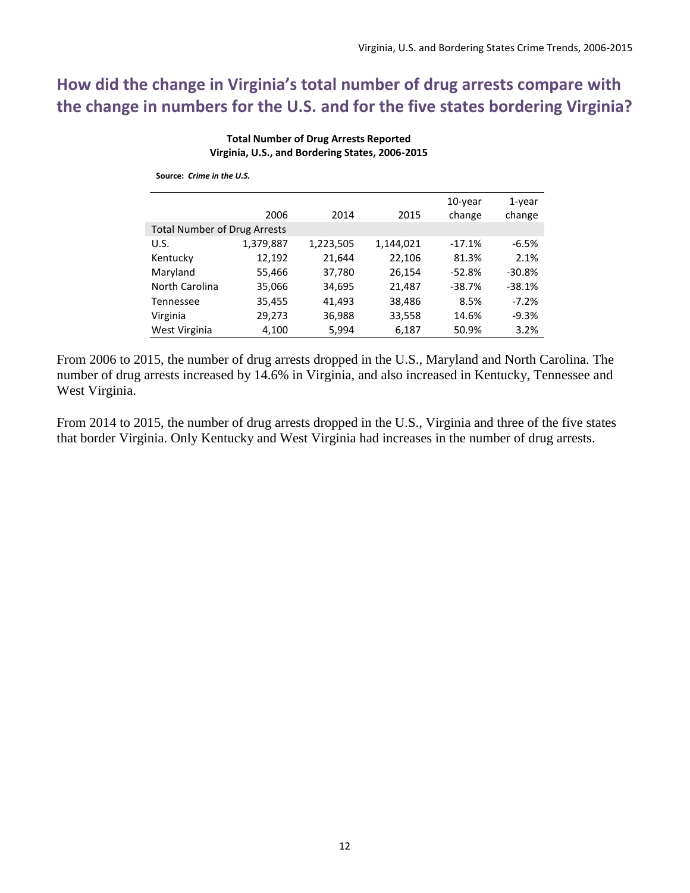## How did the change in Virginia's total number of drug arrests compare with the change in numbers for the U.S. and for the five states bordering Virginia?

**Total Number of Drug Arrests Reported**
**Virginia, U.S., and Bordering States, 2006-2015**

**Source:** ***Crime in the U.S.***

| | 2006 | 2014 | 2015 | 10-year change | 1-year change |
|---|---|---|---|---|---|
| Total Number of Drug Arrests | | | | | |
| U.S. | 1,379,887 | 1,223,505 | 1,144,021 | -17.1% | -6.5% |
| Kentucky | 12,192 | 21,644 | 22,106 | 81.3% | 2.1% |
| Maryland | 55,466 | 37,780 | 26,154 | -52.8% | -30.8% |
| North Carolina | 35,066 | 34,695 | 21,487 | -38.7% | -38.1% |
| Tennessee | 35,455 | 41,493 | 38,486 | 8.5% | -7.2% |
| Virginia | 29,273 | 36,988 | 33,558 | 14.6% | -9.3% |
| West Virginia | 4,100 | 5,994 | 6,187 | 50.9% | 3.2% |

From 2006 to 2015, the number of drug arrests dropped in the U.S., Maryland and North Carolina. The number of drug arrests increased by 14.6% in Virginia, and also increased in Kentucky, Tennessee and West Virginia.

From 2014 to 2015, the number of drug arrests dropped in the U.S., Virginia and three of the five states that border Virginia. Only Kentucky and West Virginia had increases in the number of drug arrests.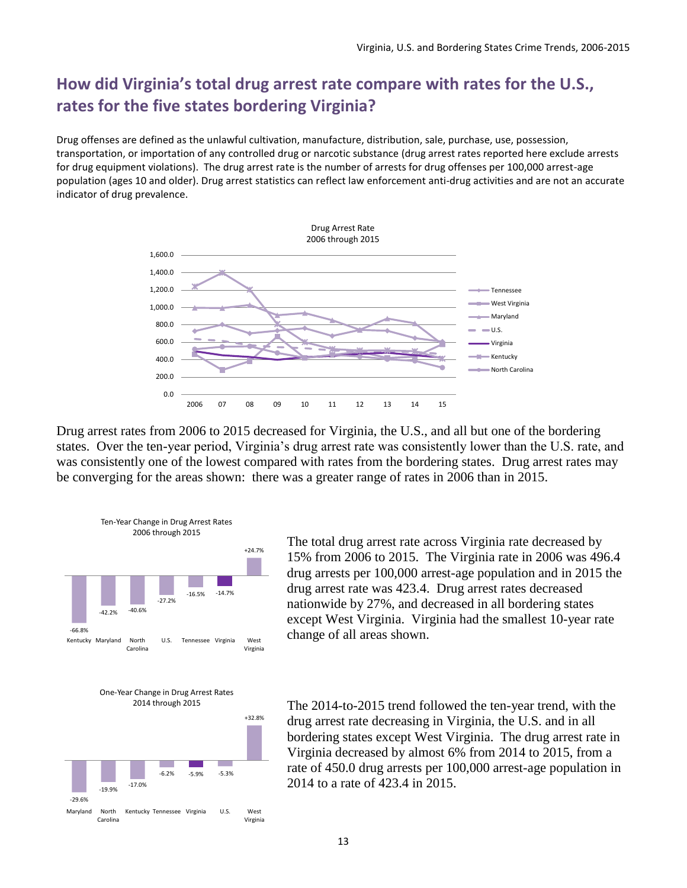## How did Virginia's total drug arrest rate compare with rates for the U.S., rates for the five states bordering Virginia?

Drug offenses are defined as the unlawful cultivation, manufacture, distribution, sale, purchase, use, possession, transportation, or importation of any controlled drug or narcotic substance (drug arrest rates reported here exclude arrests for drug equipment violations). The drug arrest rate is the number of arrests for drug offenses per 100,000 arrest-age population (ages 10 and older). Drug arrest statistics can reflect law enforcement anti-drug activities and are not an accurate indicator of drug prevalence.

Drug Arrest Rate
2006 through 2015

Drug arrest rates from 2006 to 2015 decreased for Virginia, the U.S., and all but one of the bordering states. Over the ten-year period, Virginia's drug arrest rate was consistently lower than the U.S. rate, and was consistently one of the lowest compared with rates from the bordering states. Drug arrest rates may be converging for the areas shown: there was a greater range of rates in 2006 than in 2015.

Ten-Year Change in Drug Arrest Rates
2006 through 2015

| Kentucky | Maryland | North Carolina | U.S. | Tennessee | Virginia | West Virginia |
|---|---|---|---|---|---|---|
| -66.8% | -42.2% | -40.6% | -27.2% | -16.5% | -14.7% | +24.7% |

The total drug arrest rate across Virginia rate decreased by 15% from 2006 to 2015. The Virginia rate in 2006 was 496.4 drug arrests per 100,000 arrest-age population and in 2015 the drug arrest rate was 423.4. Drug arrest rates decreased nationwide by 27%, and decreased in all bordering states except West Virginia. Virginia had the smallest 10-year rate change of all areas shown.

One-Year Change in Drug Arrest Rates
2014 through 2015

| Maryland | North Carolina | Kentucky | Tennessee | Virginia | U.S. | West Virginia |
|---|---|---|---|---|---|---|
| -29.6% | -19.9% | -17.0% | -6.2% | -5.9% | -5.3% | +32.8% |

The 2014-to-2015 trend followed the ten-year trend, with the drug arrest rate decreasing in Virginia, the U.S. and in all bordering states except West Virginia. The drug arrest rate in Virginia decreased by almost 6% from 2014 to 2015, from a rate of 450.0 drug arrests per 100,000 arrest-age population in 2014 to a rate of 423.4 in 2015.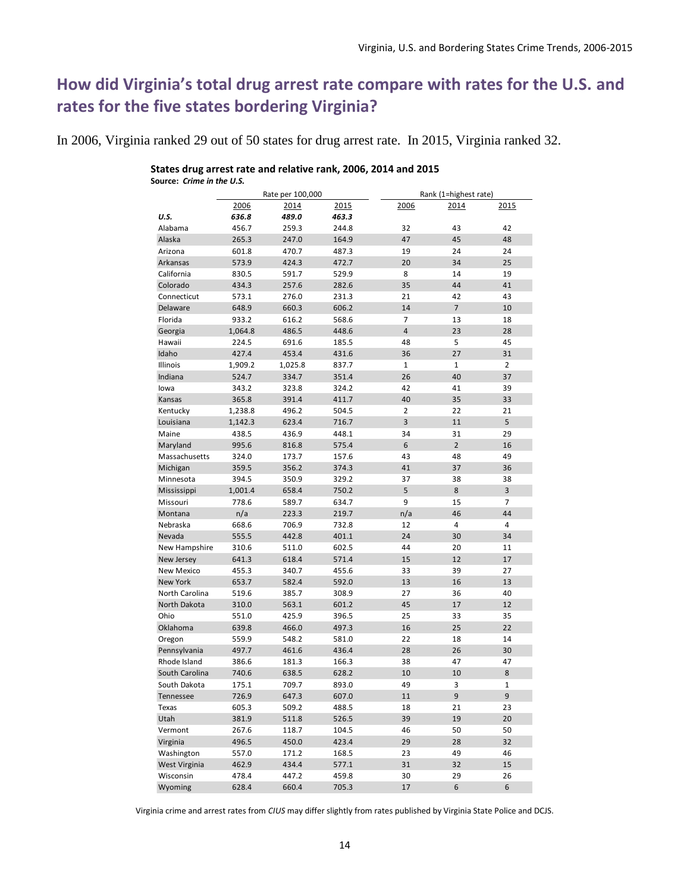## How did Virginia's total drug arrest rate compare with rates for the U.S. and rates for the five states bordering Virginia?

In 2006, Virginia ranked 29 out of 50 states for drug arrest rate. In 2015, Virginia ranked 32.

**States drug arrest rate and relative rank, 2006, 2014 and 2015**
**Source: *Crime in the U.S.***

| | Rate per 100,000 | | | Rank (1=highest rate) | | |
|---|---|---|---|---|---|---|
| | 2006 | 2014 | 2015 | 2006 | 2014 | 2015 |
| ***U.S.*** | ***636.8*** | ***489.0*** | ***463.3*** | | | |
| Alabama | 456.7 | 259.3 | 244.8 | 32 | 43 | 42 |
| Alaska | 265.3 | 247.0 | 164.9 | 47 | 45 | 48 |
| Arizona | 601.8 | 470.7 | 487.3 | 19 | 24 | 24 |
| Arkansas | 573.9 | 424.3 | 472.7 | 20 | 34 | 25 |
| California | 830.5 | 591.7 | 529.9 | 8 | 14 | 19 |
| Colorado | 434.3 | 257.6 | 282.6 | 35 | 44 | 41 |
| Connecticut | 573.1 | 276.0 | 231.3 | 21 | 42 | 43 |
| Delaware | 648.9 | 660.3 | 606.2 | 14 | 7 | 10 |
| Florida | 933.2 | 616.2 | 568.6 | 7 | 13 | 18 |
| Georgia | 1,064.8 | 486.5 | 448.6 | 4 | 23 | 28 |
| Hawaii | 224.5 | 691.6 | 185.5 | 48 | 5 | 45 |
| Idaho | 427.4 | 453.4 | 431.6 | 36 | 27 | 31 |
| Illinois | 1,909.2 | 1,025.8 | 837.7 | 1 | 1 | 2 |
| Indiana | 524.7 | 334.7 | 351.4 | 26 | 40 | 37 |
| Iowa | 343.2 | 323.8 | 324.2 | 42 | 41 | 39 |
| Kansas | 365.8 | 391.4 | 411.7 | 40 | 35 | 33 |
| Kentucky | 1,238.8 | 496.2 | 504.5 | 2 | 22 | 21 |
| Louisiana | 1,142.3 | 623.4 | 716.7 | 3 | 11 | 5 |
| Maine | 438.5 | 436.9 | 448.1 | 34 | 31 | 29 |
| Maryland | 995.6 | 816.8 | 575.4 | 6 | 2 | 16 |
| Massachusetts | 324.0 | 173.7 | 157.6 | 43 | 48 | 49 |
| Michigan | 359.5 | 356.2 | 374.3 | 41 | 37 | 36 |
| Minnesota | 394.5 | 350.9 | 329.2 | 37 | 38 | 38 |
| Mississippi | 1,001.4 | 658.4 | 750.2 | 5 | 8 | 3 |
| Missouri | 778.6 | 589.7 | 634.7 | 9 | 15 | 7 |
| Montana | n/a | 223.3 | 219.7 | n/a | 46 | 44 |
| Nebraska | 668.6 | 706.9 | 732.8 | 12 | 4 | 4 |
| Nevada | 555.5 | 442.8 | 401.1 | 24 | 30 | 34 |
| New Hampshire | 310.6 | 511.0 | 602.5 | 44 | 20 | 11 |
| New Jersey | 641.3 | 618.4 | 571.4 | 15 | 12 | 17 |
| New Mexico | 455.3 | 340.7 | 455.6 | 33 | 39 | 27 |
| New York | 653.7 | 582.4 | 592.0 | 13 | 16 | 13 |
| North Carolina | 519.6 | 385.7 | 308.9 | 27 | 36 | 40 |
| North Dakota | 310.0 | 563.1 | 601.2 | 45 | 17 | 12 |
| Ohio | 551.0 | 425.9 | 396.5 | 25 | 33 | 35 |
| Oklahoma | 639.8 | 466.0 | 497.3 | 16 | 25 | 22 |
| Oregon | 559.9 | 548.2 | 581.0 | 22 | 18 | 14 |
| Pennsylvania | 497.7 | 461.6 | 436.4 | 28 | 26 | 30 |
| Rhode Island | 386.6 | 181.3 | 166.3 | 38 | 47 | 47 |
| South Carolina | 740.6 | 638.5 | 628.2 | 10 | 10 | 8 |
| South Dakota | 175.1 | 709.7 | 893.0 | 49 | 3 | 1 |
| Tennessee | 726.9 | 647.3 | 607.0 | 11 | 9 | 9 |
| Texas | 605.3 | 509.2 | 488.5 | 18 | 21 | 23 |
| Utah | 381.9 | 511.8 | 526.5 | 39 | 19 | 20 |
| Vermont | 267.6 | 118.7 | 104.5 | 46 | 50 | 50 |
| Virginia | 496.5 | 450.0 | 423.4 | 29 | 28 | 32 |
| Washington | 557.0 | 171.2 | 168.5 | 23 | 49 | 46 |
| West Virginia | 462.9 | 434.4 | 577.1 | 31 | 32 | 15 |
| Wisconsin | 478.4 | 447.2 | 459.8 | 30 | 29 | 26 |
| Wyoming | 628.4 | 660.4 | 705.3 | 17 | 6 | 6 |

Virginia crime and arrest rates from *CIUS* may differ slightly from rates published by Virginia State Police and DCJS.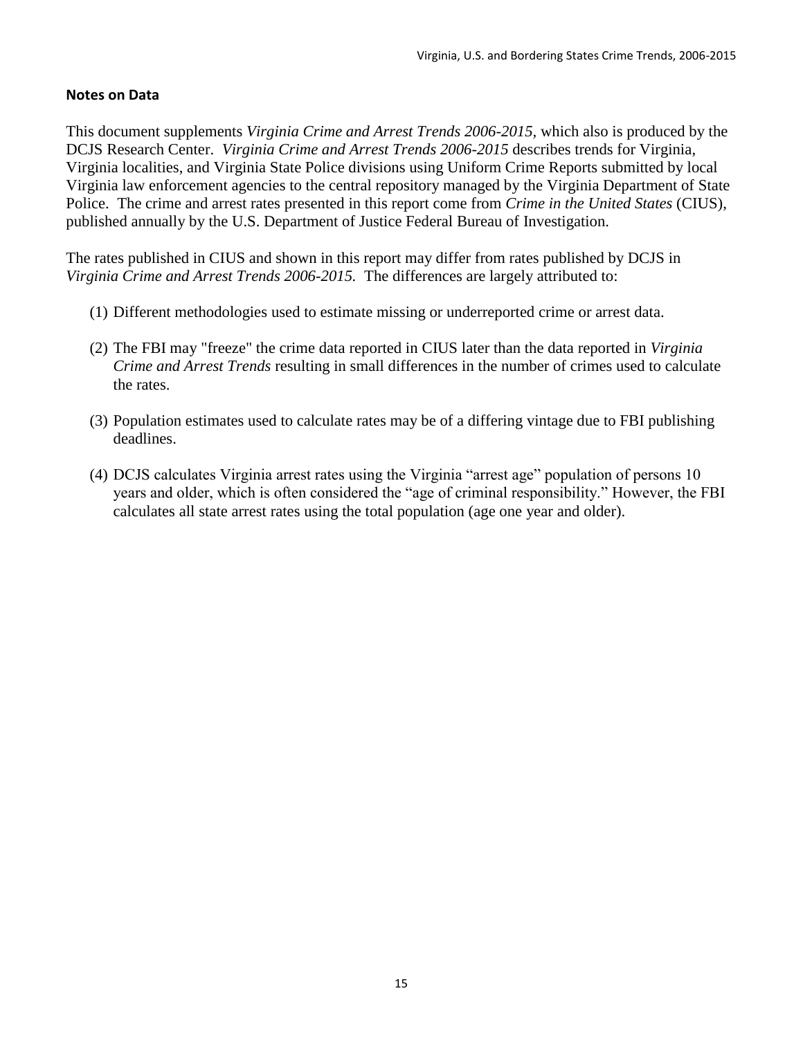## Notes on Data

This document supplements *Virginia Crime and Arrest Trends 2006-2015,* which also is produced by the DCJS Research Center. *Virginia Crime and Arrest Trends 2006-2015* describes trends for Virginia, Virginia localities, and Virginia State Police divisions using Uniform Crime Reports submitted by local Virginia law enforcement agencies to the central repository managed by the Virginia Department of State Police. The crime and arrest rates presented in this report come from *Crime in the United States* (CIUS), published annually by the U.S. Department of Justice Federal Bureau of Investigation.

The rates published in CIUS and shown in this report may differ from rates published by DCJS in *Virginia Crime and Arrest Trends 2006-2015.* The differences are largely attributed to:

(1) Different methodologies used to estimate missing or underreported crime or arrest data.

(2) The FBI may "freeze" the crime data reported in CIUS later than the data reported in *Virginia Crime and Arrest Trends* resulting in small differences in the number of crimes used to calculate the rates.

(3) Population estimates used to calculate rates may be of a differing vintage due to FBI publishing deadlines.

(4) DCJS calculates Virginia arrest rates using the Virginia "arrest age" population of persons 10 years and older, which is often considered the "age of criminal responsibility." However, the FBI calculates all state arrest rates using the total population (age one year and older).